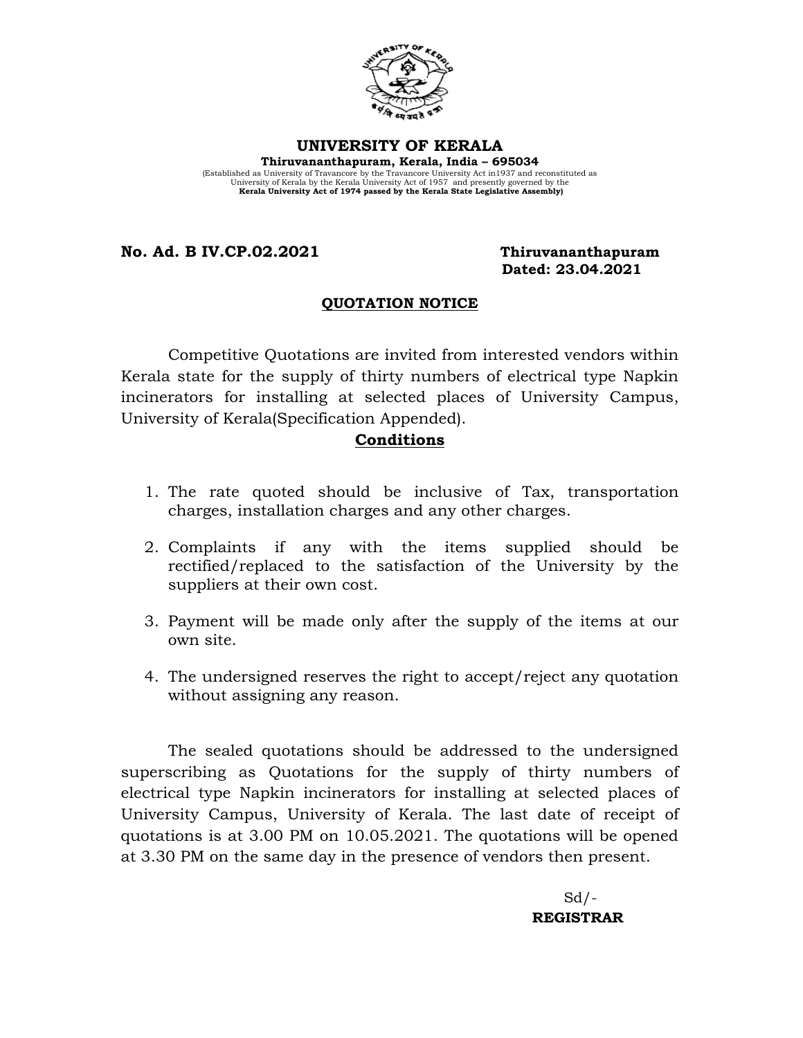# UNIVERSITY OF KERALA

**Thiruvananthapuram, Kerala, India – 695034**

(Established as University of Travancore by the Travancore University Act in1937 and reconstituted as University of Kerala by the Kerala University Act of 1957 and presently governed by the **Kerala University Act of 1974 passed by the Kerala State Legislative Assembly)**

**No. Ad. B IV.CP.02.2021** **Thiruvananthapuram**
**Dated: 23.04.2021**

## QUOTATION NOTICE

Competitive Quotations are invited from interested vendors within Kerala state for the supply of thirty numbers of electrical type Napkin incinerators for installing at selected places of University Campus, University of Kerala(Specification Appended).

### Conditions

1. The rate quoted should be inclusive of Tax, transportation charges, installation charges and any other charges.
2. Complaints if any with the items supplied should be rectified/replaced to the satisfaction of the University by the suppliers at their own cost.
3. Payment will be made only after the supply of the items at our own site.
4. The undersigned reserves the right to accept/reject any quotation without assigning any reason.

The sealed quotations should be addressed to the undersigned superscribing as Quotations for the supply of thirty numbers of electrical type Napkin incinerators for installing at selected places of University Campus, University of Kerala. The last date of receipt of quotations is at 3.00 PM on 10.05.2021. The quotations will be opened at 3.30 PM on the same day in the presence of vendors then present.

Sd/-

**REGISTRAR**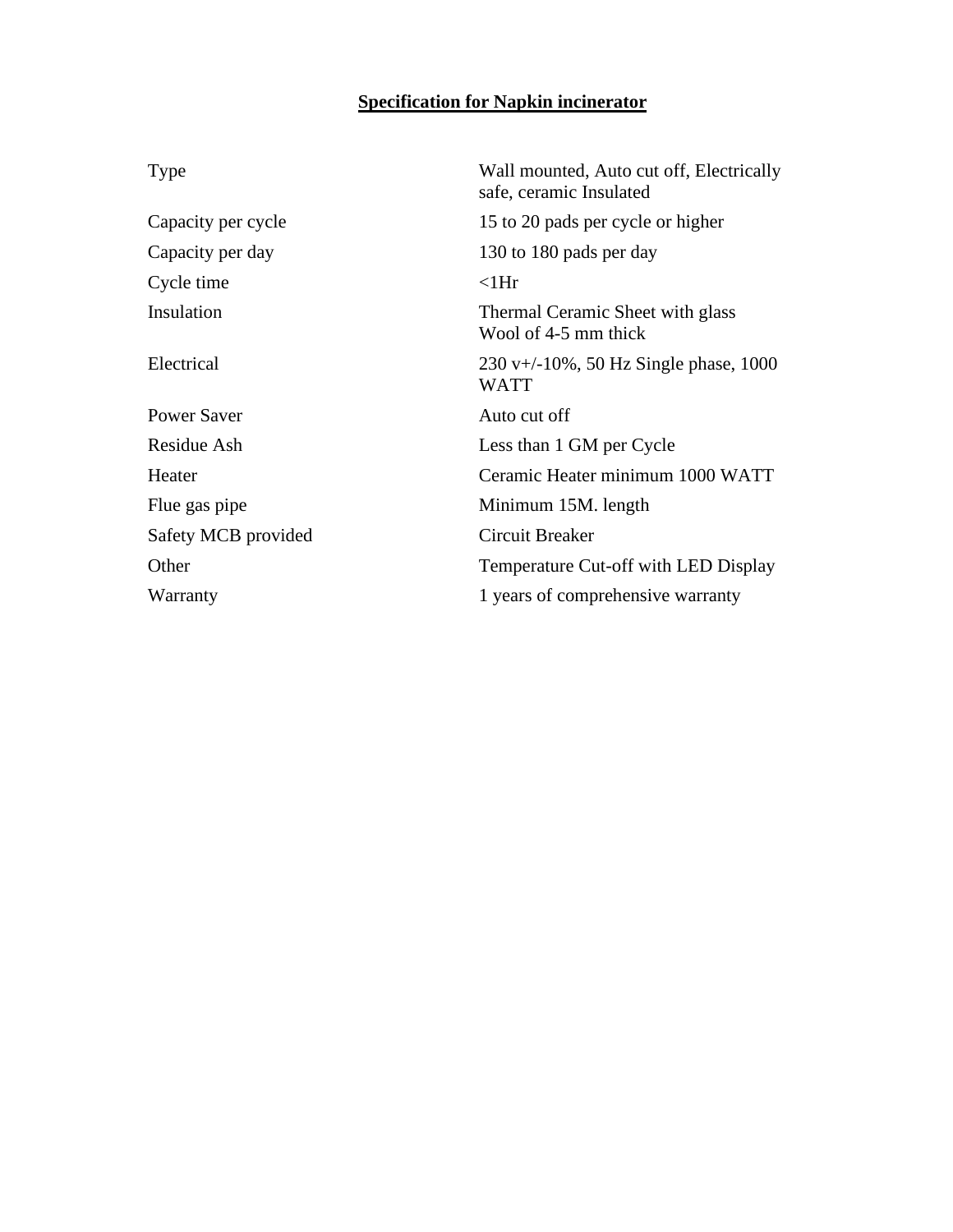**Specification for Napkin incinerator**

| | |
|---|---|
| Type | Wall mounted, Auto cut off, Electrically safe, ceramic Insulated |
| Capacity per cycle | 15 to 20 pads per cycle or higher |
| Capacity per day | 130 to 180 pads per day |
| Cycle time | <1Hr |
| Insulation | Thermal Ceramic Sheet with glass Wool of 4-5 mm thick |
| Electrical | 230 v+/-10%, 50 Hz Single phase, 1000 WATT |
| Power Saver | Auto cut off |
| Residue Ash | Less than 1 GM per Cycle |
| Heater | Ceramic Heater minimum 1000 WATT |
| Flue gas pipe | Minimum 15M. length |
| Safety MCB provided | Circuit Breaker |
| Other | Temperature Cut-off with LED Display |
| Warranty | 1 years of comprehensive warranty |